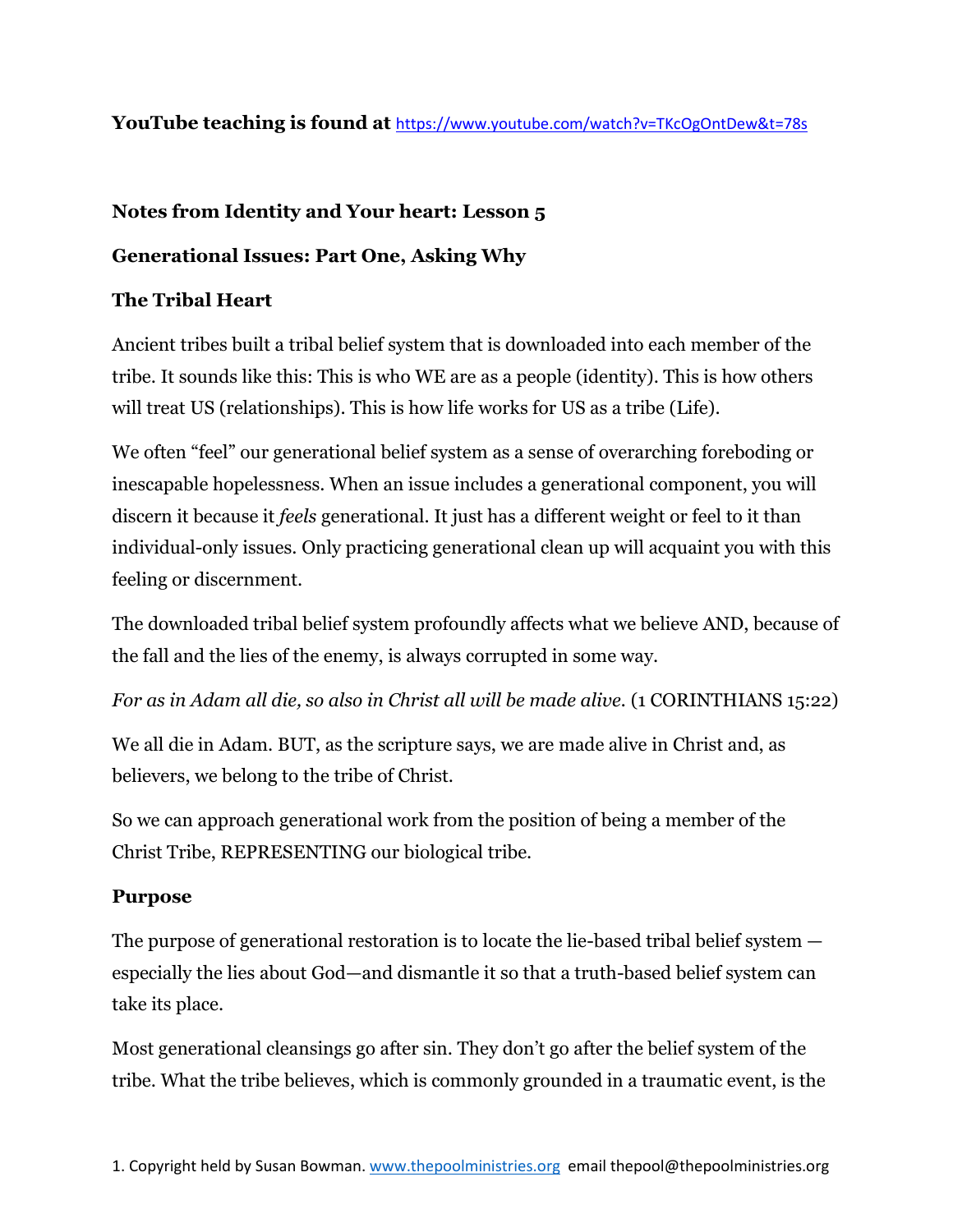**YouTube teaching is found at** https://www.youtube.com/watch?v=TKcOgOntDew&t=78s

**Notes from Identity and Your heart: Lesson 5**

**Generational Issues: Part One, Asking Why**

**The Tribal Heart**

Ancient tribes built a tribal belief system that is downloaded into each member of the tribe. It sounds like this: This is who WE are as a people (identity). This is how others will treat US (relationships). This is how life works for US as a tribe (Life).

We often "feel" our generational belief system as a sense of overarching foreboding or inescapable hopelessness. When an issue includes a generational component, you will discern it because it *feels* generational. It just has a different weight or feel to it than individual-only issues. Only practicing generational clean up will acquaint you with this feeling or discernment.

The downloaded tribal belief system profoundly affects what we believe AND, because of the fall and the lies of the enemy, is always corrupted in some way.

*For as in Adam all die, so also in Christ all will be made alive.* (1 CORINTHIANS 15:22)

We all die in Adam. BUT, as the scripture says, we are made alive in Christ and, as believers, we belong to the tribe of Christ.

So we can approach generational work from the position of being a member of the Christ Tribe, REPRESENTING our biological tribe.

**Purpose**

The purpose of generational restoration is to locate the lie-based tribal belief system —especially the lies about God—and dismantle it so that a truth-based belief system can take its place.

Most generational cleansings go after sin. They don't go after the belief system of the tribe. What the tribe believes, which is commonly grounded in a traumatic event, is the

1. Copyright held by Susan Bowman. www.thepoolministries.org email thepool@thepoolministries.org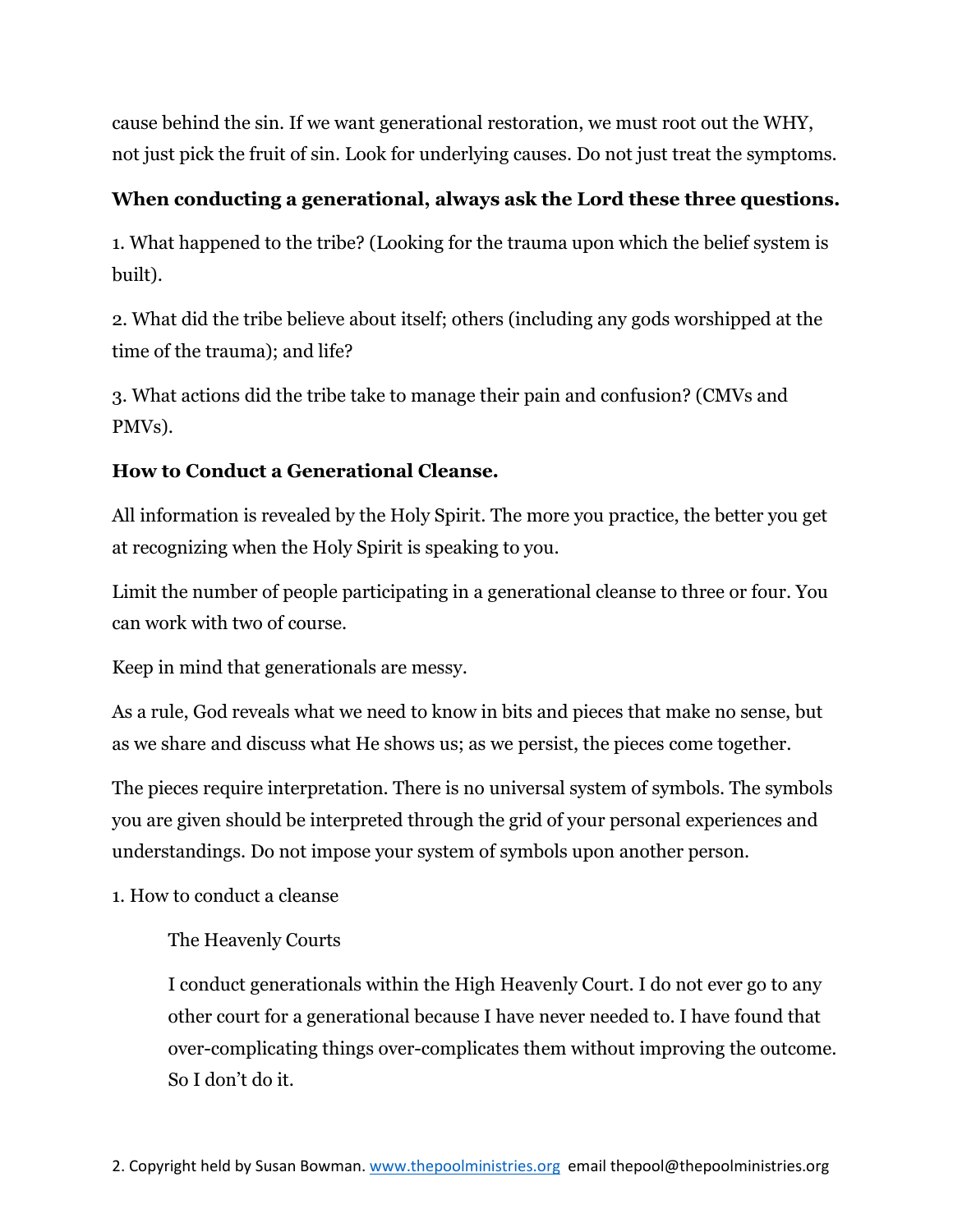cause behind the sin. If we want generational restoration, we must root out the WHY, not just pick the fruit of sin. Look for underlying causes. Do not just treat the symptoms.

**When conducting a generational, always ask the Lord these three questions.**

1. What happened to the tribe? (Looking for the trauma upon which the belief system is built).

2. What did the tribe believe about itself; others (including any gods worshipped at the time of the trauma); and life?

3. What actions did the tribe take to manage their pain and confusion? (CMVs and PMVs).

**How to Conduct a Generational Cleanse.**

All information is revealed by the Holy Spirit. The more you practice, the better you get at recognizing when the Holy Spirit is speaking to you.

Limit the number of people participating in a generational cleanse to three or four. You can work with two of course.

Keep in mind that generationals are messy.

As a rule, God reveals what we need to know in bits and pieces that make no sense, but as we share and discuss what He shows us; as we persist, the pieces come together.

The pieces require interpretation. There is no universal system of symbols. The symbols you are given should be interpreted through the grid of your personal experiences and understandings. Do not impose your system of symbols upon another person.

1. How to conduct a cleanse

    The Heavenly Courts

    I conduct generationals within the High Heavenly Court. I do not ever go to any other court for a generational because I have never needed to. I have found that over-complicating things over-complicates them without improving the outcome. So I don't do it.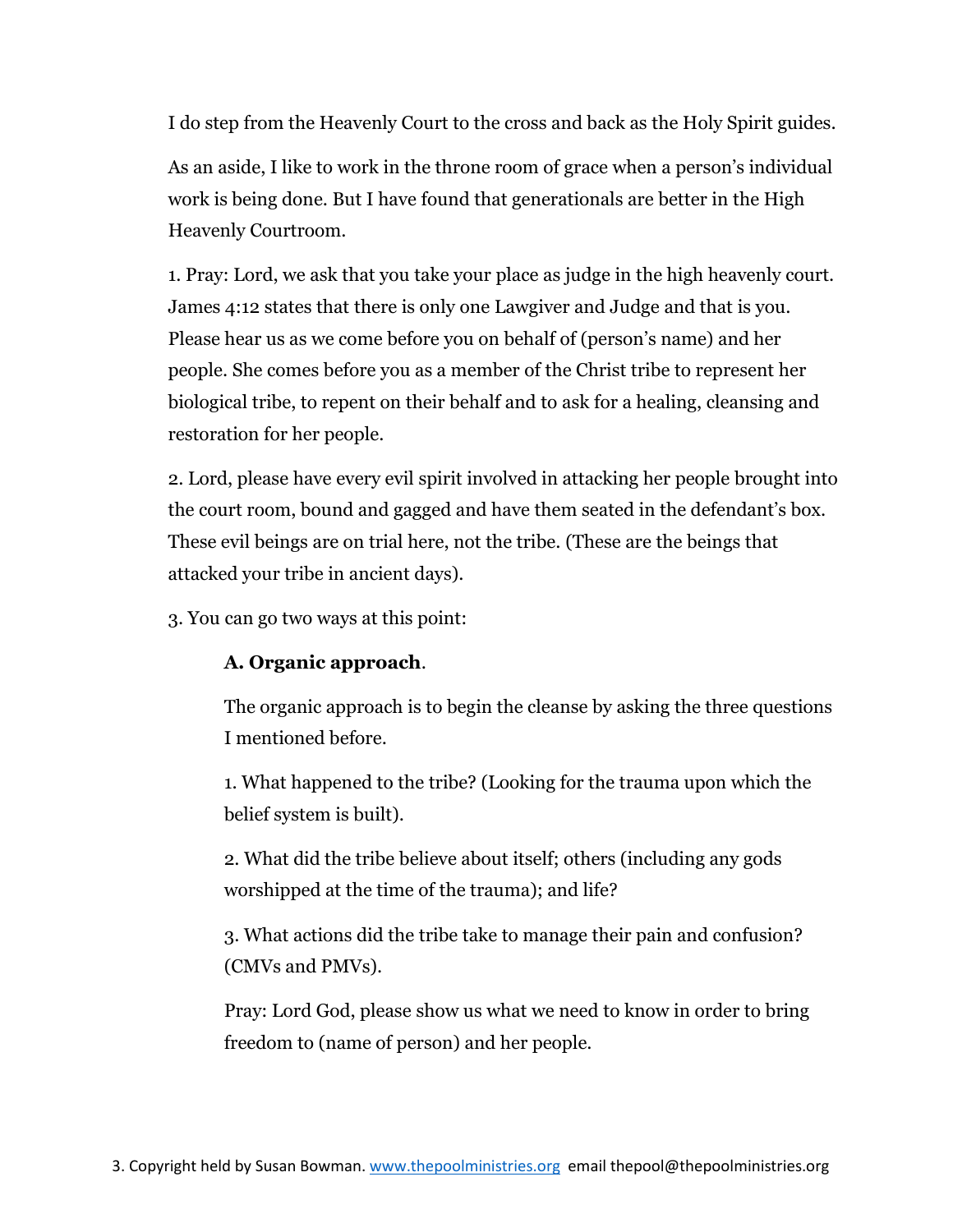I do step from the Heavenly Court to the cross and back as the Holy Spirit guides.

As an aside, I like to work in the throne room of grace when a person's individual work is being done. But I have found that generationals are better in the High Heavenly Courtroom.

1. Pray: Lord, we ask that you take your place as judge in the high heavenly court. James 4:12 states that there is only one Lawgiver and Judge and that is you. Please hear us as we come before you on behalf of (person's name) and her people. She comes before you as a member of the Christ tribe to represent her biological tribe, to repent on their behalf and to ask for a healing, cleansing and restoration for her people.

2. Lord, please have every evil spirit involved in attacking her people brought into the court room, bound and gagged and have them seated in the defendant's box. These evil beings are on trial here, not the tribe. (These are the beings that attacked your tribe in ancient days).

3. You can go two ways at this point:

> **A. Organic approach**.
>
> The organic approach is to begin the cleanse by asking the three questions I mentioned before.
>
> 1. What happened to the tribe? (Looking for the trauma upon which the belief system is built).
>
> 2. What did the tribe believe about itself; others (including any gods worshipped at the time of the trauma); and life?
>
> 3. What actions did the tribe take to manage their pain and confusion? (CMVs and PMVs).
>
> Pray: Lord God, please show us what we need to know in order to bring freedom to (name of person) and her people.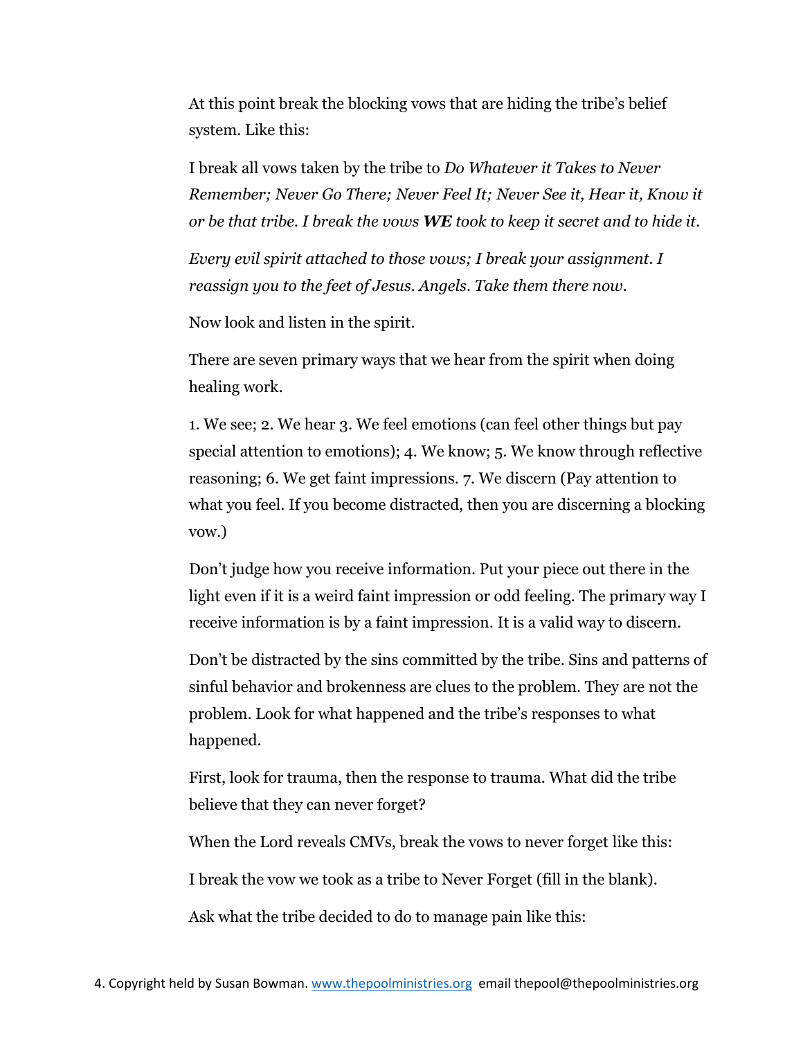At this point break the blocking vows that are hiding the tribe's belief system. Like this:

I break all vows taken by the tribe to *Do Whatever it Takes to Never Remember; Never Go There; Never Feel It; Never See it, Hear it, Know it or be that tribe. I break the vows* ***WE*** *took to keep it secret and to hide it.*

*Every evil spirit attached to those vows; I break your assignment. I reassign you to the feet of Jesus. Angels. Take them there now.*

Now look and listen in the spirit.

There are seven primary ways that we hear from the spirit when doing healing work.

1. We see; 2. We hear 3. We feel emotions (can feel other things but pay special attention to emotions); 4. We know; 5. We know through reflective reasoning; 6. We get faint impressions. 7. We discern (Pay attention to what you feel. If you become distracted, then you are discerning a blocking vow.)

Don't judge how you receive information. Put your piece out there in the light even if it is a weird faint impression or odd feeling. The primary way I receive information is by a faint impression. It is a valid way to discern.

Don't be distracted by the sins committed by the tribe. Sins and patterns of sinful behavior and brokenness are clues to the problem. They are not the problem. Look for what happened and the tribe's responses to what happened.

First, look for trauma, then the response to trauma. What did the tribe believe that they can never forget?

When the Lord reveals CMVs, break the vows to never forget like this:

I break the vow we took as a tribe to Never Forget (fill in the blank).

Ask what the tribe decided to do to manage pain like this: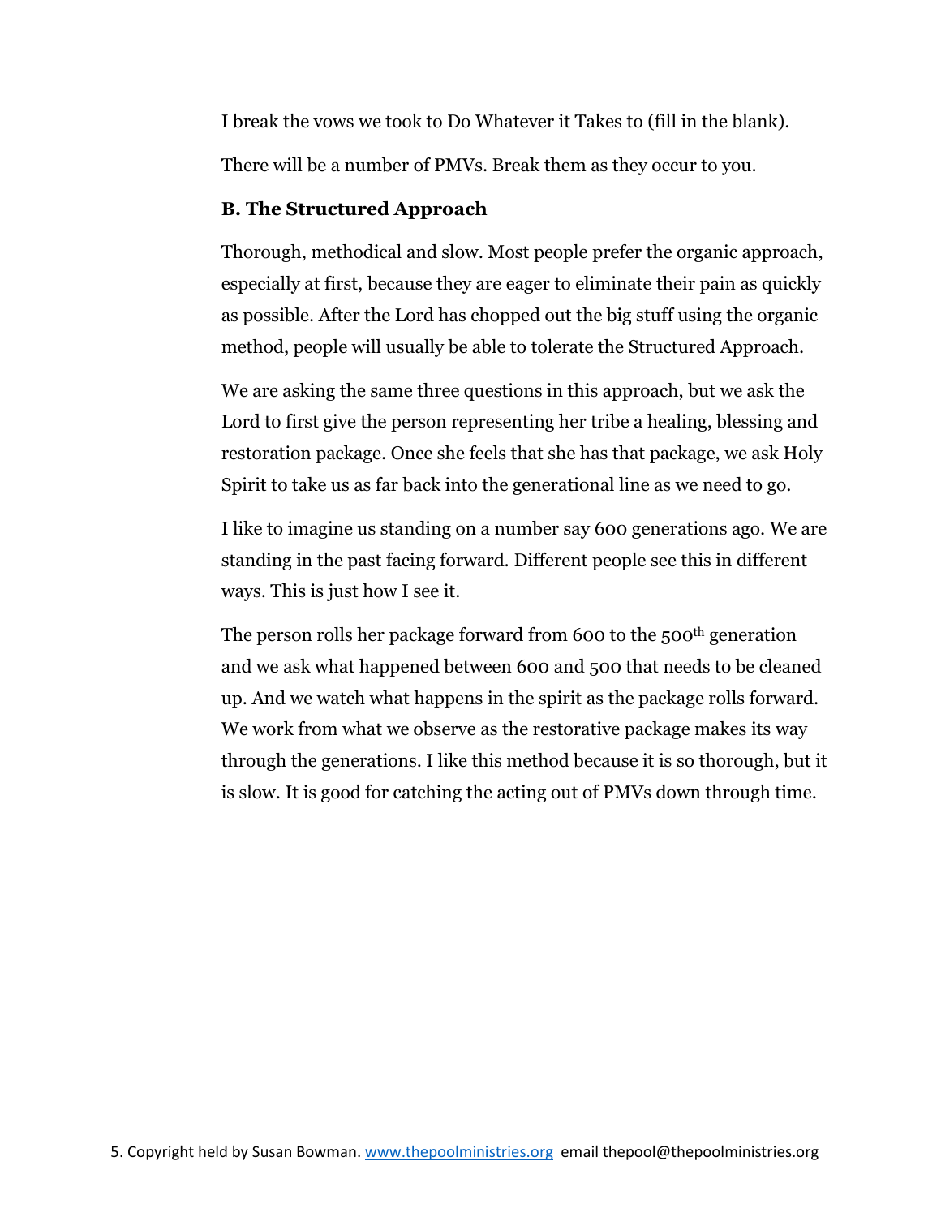I break the vows we took to Do Whatever it Takes to (fill in the blank).

There will be a number of PMVs. Break them as they occur to you.

### B. The Structured Approach

Thorough, methodical and slow. Most people prefer the organic approach, especially at first, because they are eager to eliminate their pain as quickly as possible. After the Lord has chopped out the big stuff using the organic method, people will usually be able to tolerate the Structured Approach.

We are asking the same three questions in this approach, but we ask the Lord to first give the person representing her tribe a healing, blessing and restoration package. Once she feels that she has that package, we ask Holy Spirit to take us as far back into the generational line as we need to go.

I like to imagine us standing on a number say 600 generations ago. We are standing in the past facing forward. Different people see this in different ways. This is just how I see it.

The person rolls her package forward from 600 to the 500th generation and we ask what happened between 600 and 500 that needs to be cleaned up. And we watch what happens in the spirit as the package rolls forward. We work from what we observe as the restorative package makes its way through the generations. I like this method because it is so thorough, but it is slow. It is good for catching the acting out of PMVs down through time.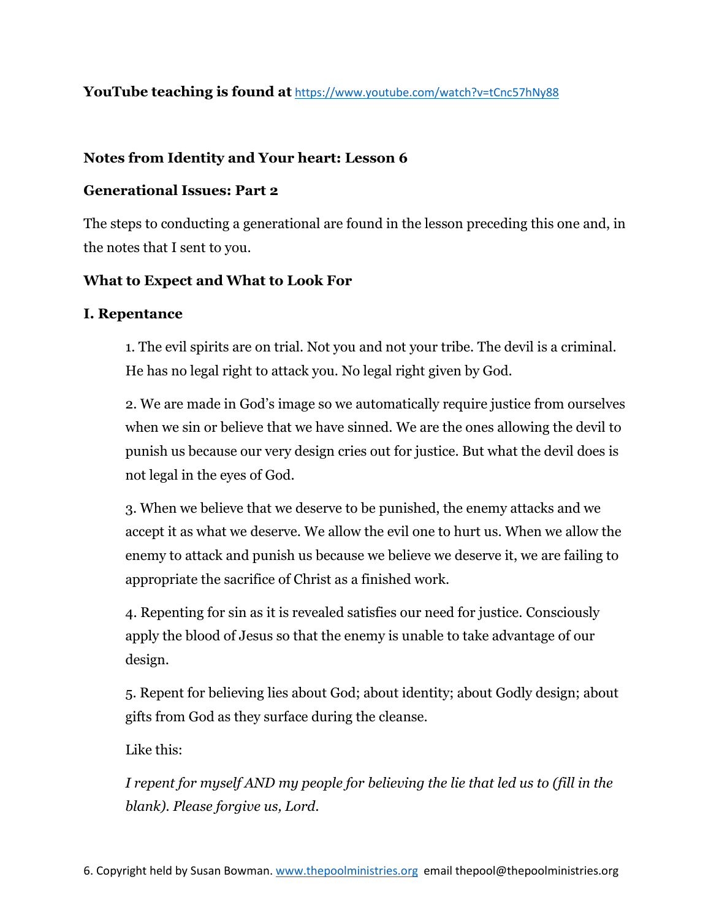**YouTube teaching is found at** https://www.youtube.com/watch?v=tCnc57hNy88

**Notes from Identity and Your heart: Lesson 6**

**Generational Issues: Part 2**

The steps to conducting a generational are found in the lesson preceding this one and, in the notes that I sent to you.

**What to Expect and What to Look For**

**I. Repentance**

1. The evil spirits are on trial. Not you and not your tribe. The devil is a criminal. He has no legal right to attack you. No legal right given by God.

2. We are made in God's image so we automatically require justice from ourselves when we sin or believe that we have sinned. We are the ones allowing the devil to punish us because our very design cries out for justice. But what the devil does is not legal in the eyes of God.

3. When we believe that we deserve to be punished, the enemy attacks and we accept it as what we deserve. We allow the evil one to hurt us. When we allow the enemy to attack and punish us because we believe we deserve it, we are failing to appropriate the sacrifice of Christ as a finished work.

4. Repenting for sin as it is revealed satisfies our need for justice. Consciously apply the blood of Jesus so that the enemy is unable to take advantage of our design.

5. Repent for believing lies about God; about identity; about Godly design; about gifts from God as they surface during the cleanse.

Like this:

*I repent for myself AND my people for believing the lie that led us to (fill in the blank). Please forgive us, Lord.*

6. Copyright held by Susan Bowman. www.thepoolministries.org email thepool@thepoolministries.org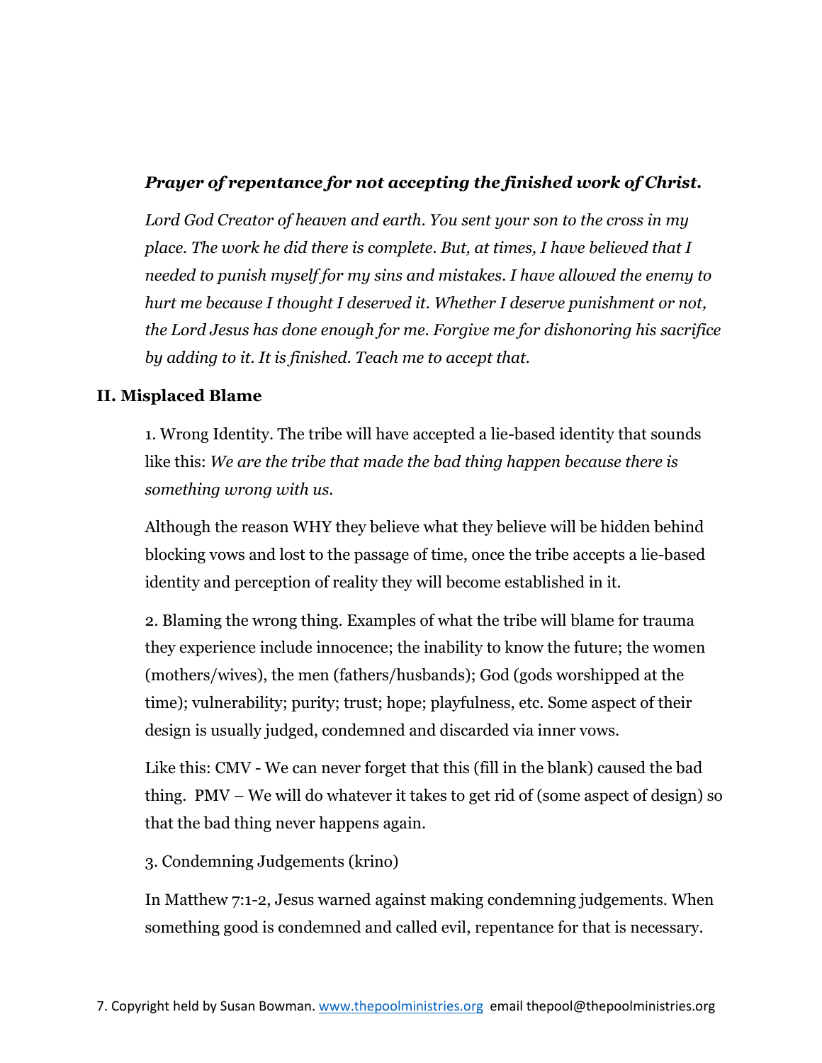***Prayer of repentance for not accepting the finished work of Christ.***

*Lord God Creator of heaven and earth. You sent your son to the cross in my place. The work he did there is complete. But, at times, I have believed that I needed to punish myself for my sins and mistakes. I have allowed the enemy to hurt me because I thought I deserved it. Whether I deserve punishment or not, the Lord Jesus has done enough for me. Forgive me for dishonoring his sacrifice by adding to it. It is finished. Teach me to accept that.*

## II. Misplaced Blame

1. Wrong Identity. The tribe will have accepted a lie-based identity that sounds like this: *We are the tribe that made the bad thing happen because there is something wrong with us.*

Although the reason WHY they believe what they believe will be hidden behind blocking vows and lost to the passage of time, once the tribe accepts a lie-based identity and perception of reality they will become established in it.

2. Blaming the wrong thing. Examples of what the tribe will blame for trauma they experience include innocence; the inability to know the future; the women (mothers/wives), the men (fathers/husbands); God (gods worshipped at the time); vulnerability; purity; trust; hope; playfulness, etc. Some aspect of their design is usually judged, condemned and discarded via inner vows.

Like this: CMV - We can never forget that this (fill in the blank) caused the bad thing. PMV – We will do whatever it takes to get rid of (some aspect of design) so that the bad thing never happens again.

3. Condemning Judgements (krino)

In Matthew 7:1-2, Jesus warned against making condemning judgements. When something good is condemned and called evil, repentance for that is necessary.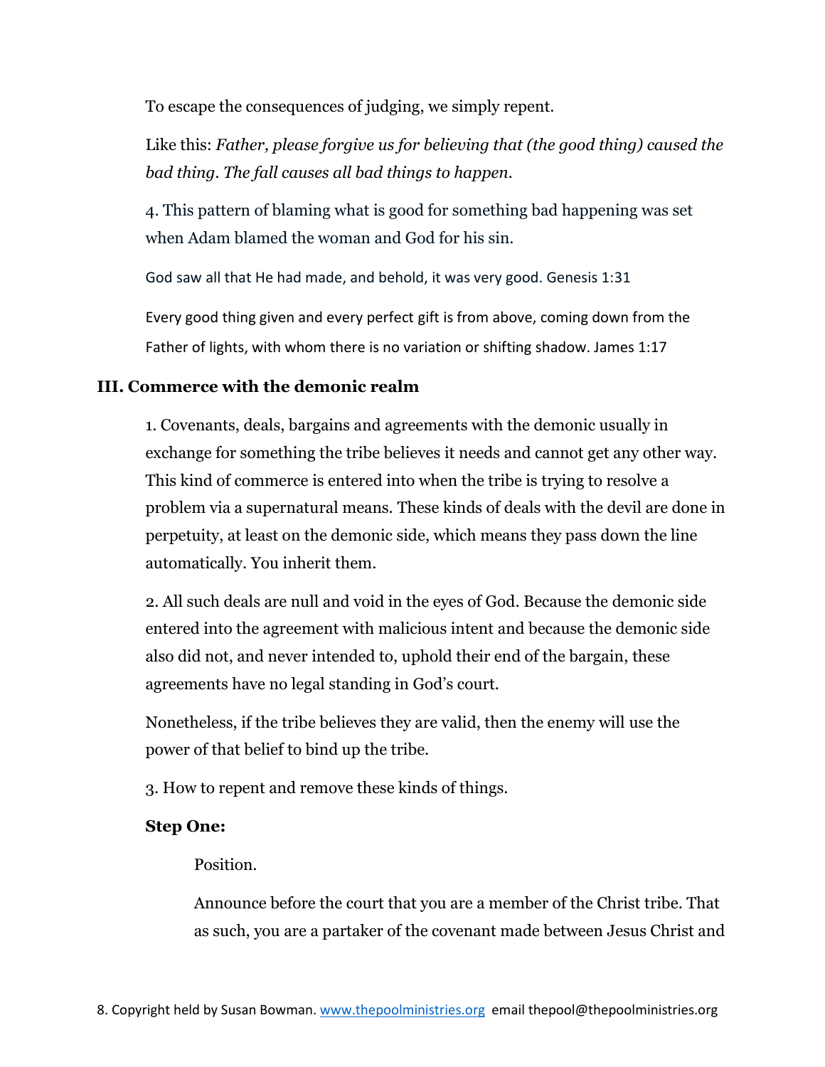To escape the consequences of judging, we simply repent.

Like this: *Father, please forgive us for believing that (the good thing) caused the bad thing. The fall causes all bad things to happen.*

4. This pattern of blaming what is good for something bad happening was set when Adam blamed the woman and God for his sin.

God saw all that He had made, and behold, it was very good. Genesis 1:31

Every good thing given and every perfect gift is from above, coming down from the Father of lights, with whom there is no variation or shifting shadow. James 1:17

## III. Commerce with the demonic realm

1. Covenants, deals, bargains and agreements with the demonic usually in exchange for something the tribe believes it needs and cannot get any other way. This kind of commerce is entered into when the tribe is trying to resolve a problem via a supernatural means. These kinds of deals with the devil are done in perpetuity, at least on the demonic side, which means they pass down the line automatically. You inherit them.

2. All such deals are null and void in the eyes of God. Because the demonic side entered into the agreement with malicious intent and because the demonic side also did not, and never intended to, uphold their end of the bargain, these agreements have no legal standing in God's court.

Nonetheless, if the tribe believes they are valid, then the enemy will use the power of that belief to bind up the tribe.

3. How to repent and remove these kinds of things.

**Step One:**

Position.

Announce before the court that you are a member of the Christ tribe. That as such, you are a partaker of the covenant made between Jesus Christ and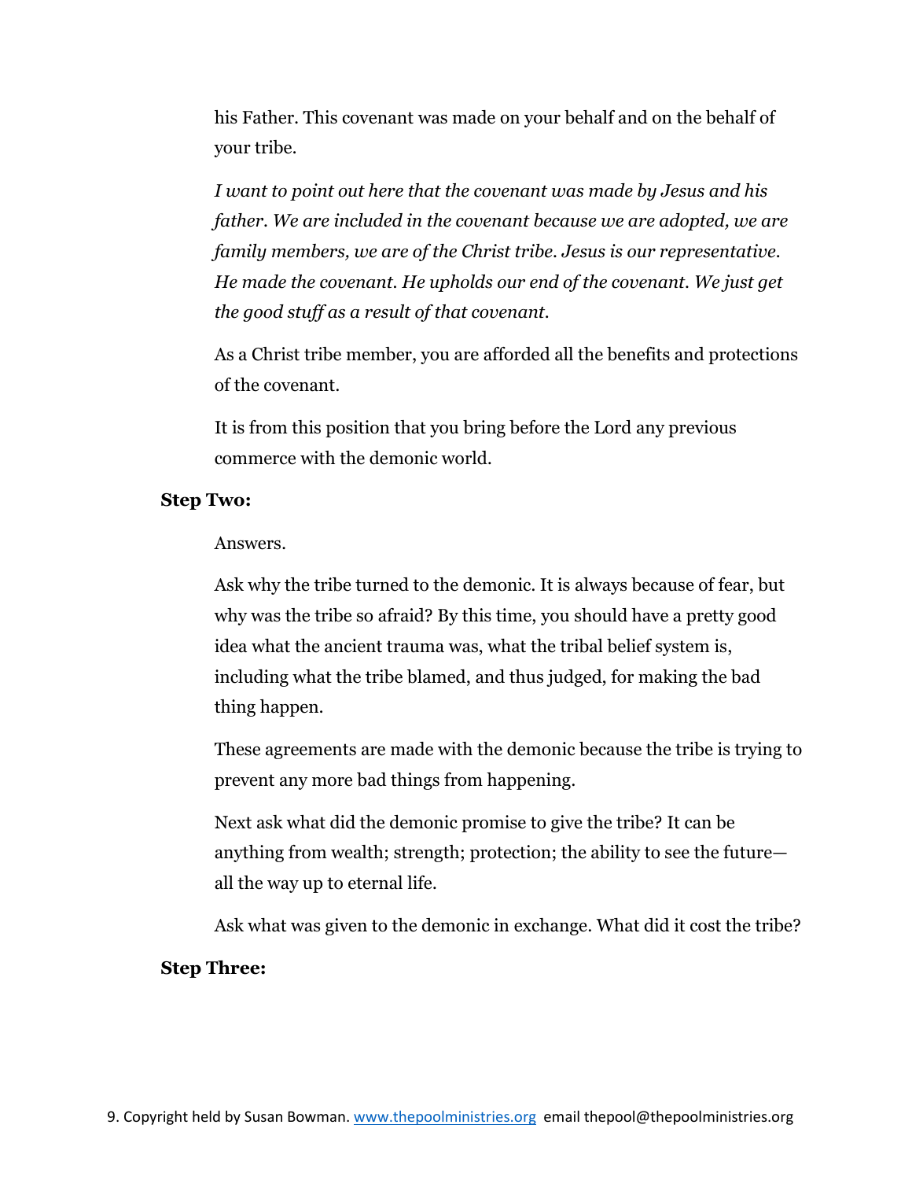his Father. This covenant was made on your behalf and on the behalf of your tribe.

*I want to point out here that the covenant was made by Jesus and his father. We are included in the covenant because we are adopted, we are family members, we are of the Christ tribe. Jesus is our representative. He made the covenant. He upholds our end of the covenant. We just get the good stuff as a result of that covenant.*

As a Christ tribe member, you are afforded all the benefits and protections of the covenant.

It is from this position that you bring before the Lord any previous commerce with the demonic world.

**Step Two:**

Answers.

Ask why the tribe turned to the demonic. It is always because of fear, but why was the tribe so afraid? By this time, you should have a pretty good idea what the ancient trauma was, what the tribal belief system is, including what the tribe blamed, and thus judged, for making the bad thing happen.

These agreements are made with the demonic because the tribe is trying to prevent any more bad things from happening.

Next ask what did the demonic promise to give the tribe? It can be anything from wealth; strength; protection; the ability to see the future—all the way up to eternal life.

Ask what was given to the demonic in exchange. What did it cost the tribe?

**Step Three:**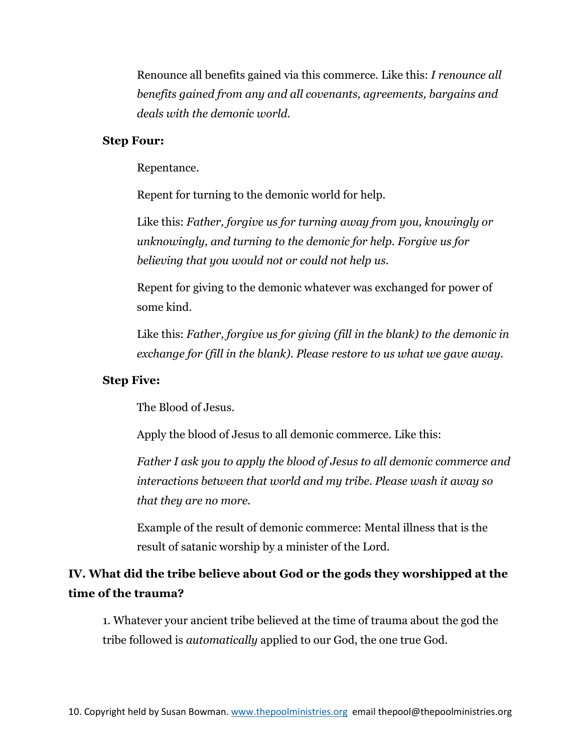Renounce all benefits gained via this commerce. Like this: *I renounce all benefits gained from any and all covenants, agreements, bargains and deals with the demonic world.*

**Step Four:**

Repentance.

Repent for turning to the demonic world for help.

Like this: *Father, forgive us for turning away from you, knowingly or unknowingly, and turning to the demonic for help. Forgive us for believing that you would not or could not help us.*

Repent for giving to the demonic whatever was exchanged for power of some kind.

Like this: *Father, forgive us for giving (fill in the blank) to the demonic in exchange for (fill in the blank). Please restore to us what we gave away.*

**Step Five:**

The Blood of Jesus.

Apply the blood of Jesus to all demonic commerce. Like this:

*Father I ask you to apply the blood of Jesus to all demonic commerce and interactions between that world and my tribe. Please wash it away so that they are no more.*

Example of the result of demonic commerce: Mental illness that is the result of satanic worship by a minister of the Lord.

## IV. What did the tribe believe about God or the gods they worshipped at the time of the trauma?

1. Whatever your ancient tribe believed at the time of trauma about the god the tribe followed is *automatically* applied to our God, the one true God.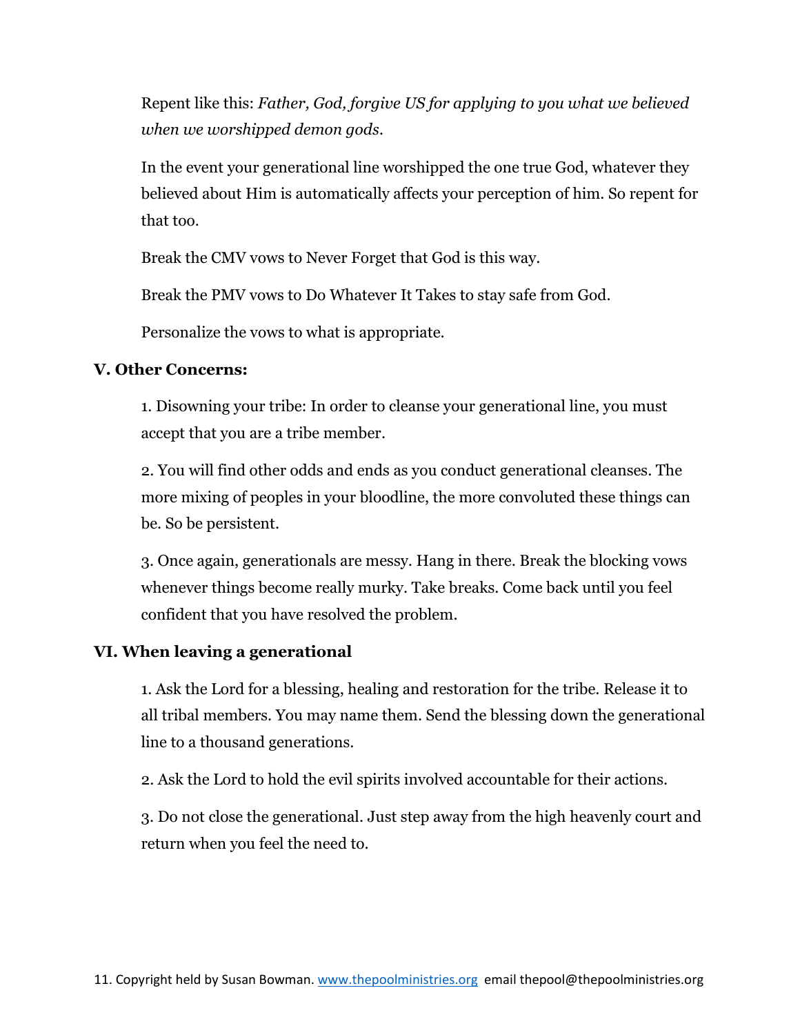Repent like this: *Father, God, forgive US for applying to you what we believed when we worshipped demon gods.*

In the event your generational line worshipped the one true God, whatever they believed about Him is automatically affects your perception of him. So repent for that too.

Break the CMV vows to Never Forget that God is this way.

Break the PMV vows to Do Whatever It Takes to stay safe from God.

Personalize the vows to what is appropriate.

## V. Other Concerns:

1. Disowning your tribe: In order to cleanse your generational line, you must accept that you are a tribe member.

2. You will find other odds and ends as you conduct generational cleanses. The more mixing of peoples in your bloodline, the more convoluted these things can be. So be persistent.

3. Once again, generationals are messy. Hang in there. Break the blocking vows whenever things become really murky. Take breaks. Come back until you feel confident that you have resolved the problem.

## VI. When leaving a generational

1. Ask the Lord for a blessing, healing and restoration for the tribe. Release it to all tribal members. You may name them. Send the blessing down the generational line to a thousand generations.

2. Ask the Lord to hold the evil spirits involved accountable for their actions.

3. Do not close the generational. Just step away from the high heavenly court and return when you feel the need to.